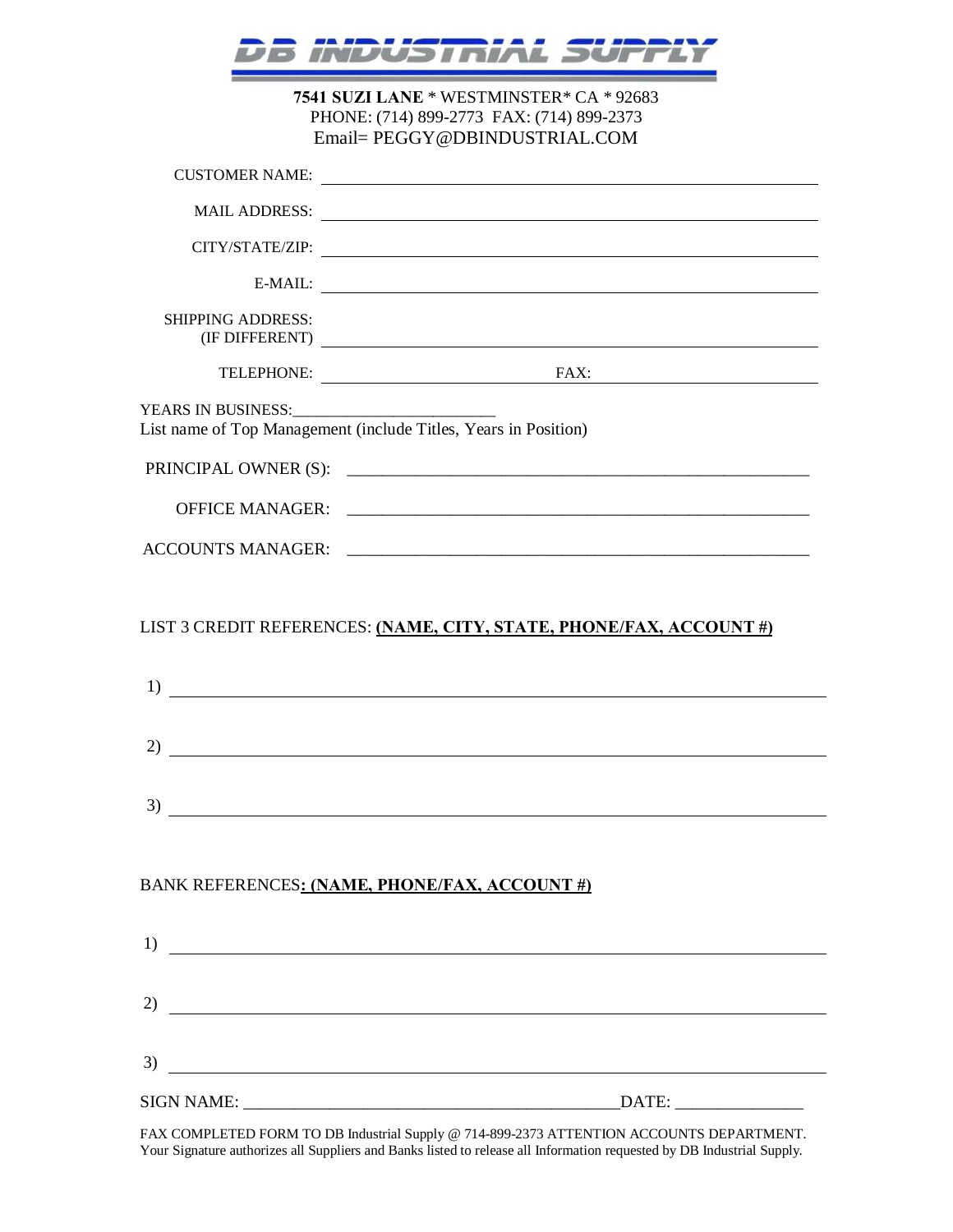# DB INDUSTRIAL SUPPLY

**7541 SUZI LANE** * WESTMINSTER* CA * 92683
PHONE: (714) 899-2773 FAX: (714) 899-2373
Email= PEGGY@DBINDUSTRIAL.COM

CUSTOMER NAME: ______________________________

MAIL ADDRESS: ______________________________

CITY/STATE/ZIP: ______________________________

E-MAIL: ______________________________

SHIPPING ADDRESS:
(IF DIFFERENT) ______________________________

TELEPHONE: ______________ FAX: ______________

YEARS IN BUSINESS:________________________
List name of Top Management (include Titles, Years in Position)

PRINCIPAL OWNER (S): ______________________________

OFFICE MANAGER: ______________________________

ACCOUNTS MANAGER: ______________________________

LIST 3 CREDIT REFERENCES: **(NAME, CITY, STATE, PHONE/FAX, ACCOUNT #)**

1) ______________________________

2) ______________________________

3) ______________________________

BANK REFERENCES**: (NAME, PHONE/FAX, ACCOUNT #)**

1) ______________________________

2) ______________________________

3) ______________________________

SIGN NAME: ____________________________________________DATE: _______________

FAX COMPLETED FORM TO DB Industrial Supply @ 714-899-2373 ATTENTION ACCOUNTS DEPARTMENT.
Your Signature authorizes all Suppliers and Banks listed to release all Information requested by DB Industrial Supply.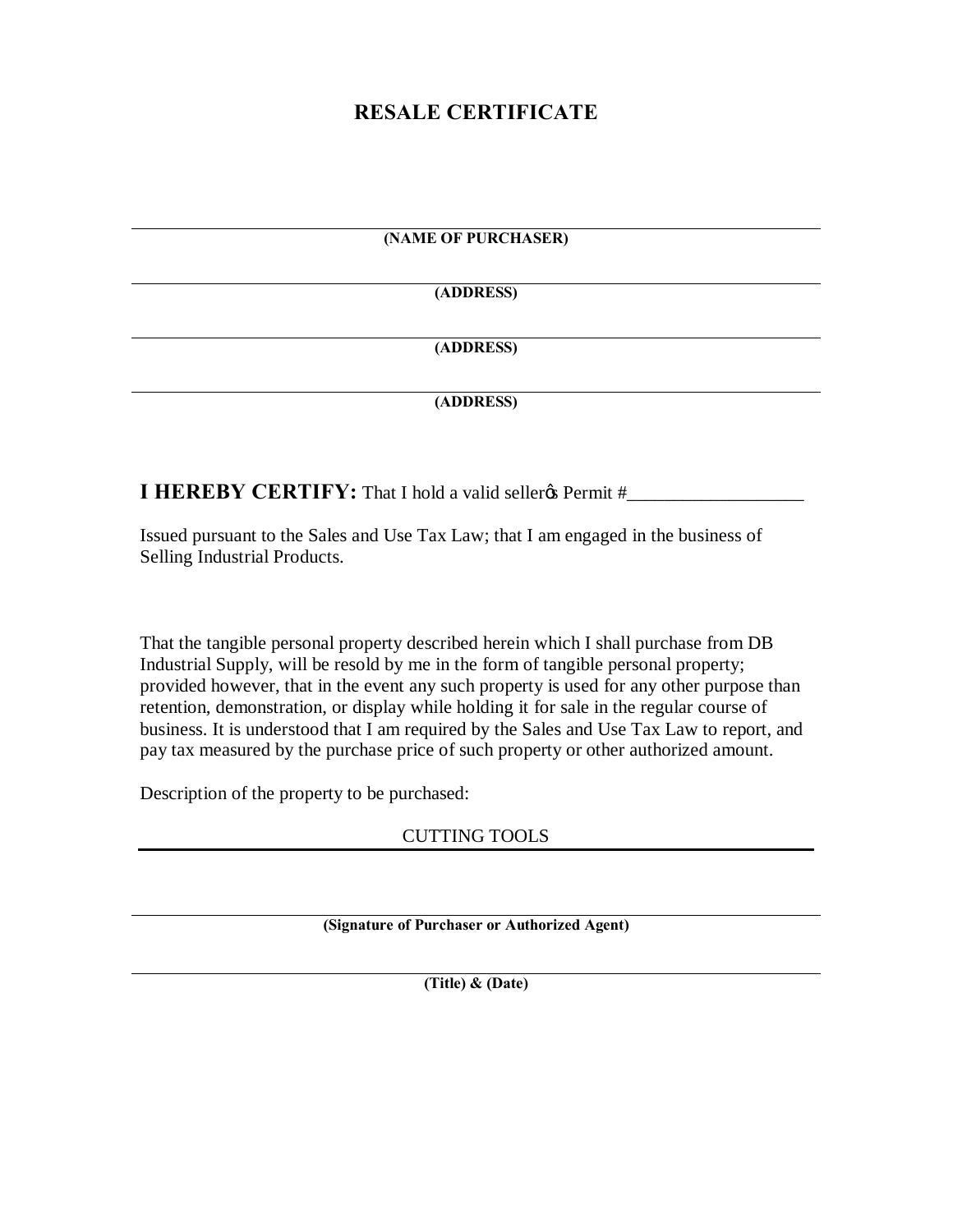# RESALE CERTIFICATE

_______________________________________________
**(NAME OF PURCHASER)**

_______________________________________________
**(ADDRESS)**

_______________________________________________
**(ADDRESS)**

_______________________________________________
**(ADDRESS)**

**I HEREBY CERTIFY:** That I hold a valid sellerφs Permit #___________________

Issued pursuant to the Sales and Use Tax Law; that I am engaged in the business of Selling Industrial Products.

That the tangible personal property described herein which I shall purchase from DB Industrial Supply, will be resold by me in the form of tangible personal property; provided however, that in the event any such property is used for any other purpose than retention, demonstration, or display while holding it for sale in the regular course of business. It is understood that I am required by the Sales and Use Tax Law to report, and pay tax measured by the purchase price of such property or other authorized amount.

Description of the property to be purchased:

CUTTING TOOLS
_______________________________________________

_______________________________________________
**(Signature of Purchaser or Authorized Agent)**

_______________________________________________
**(Title) & (Date)**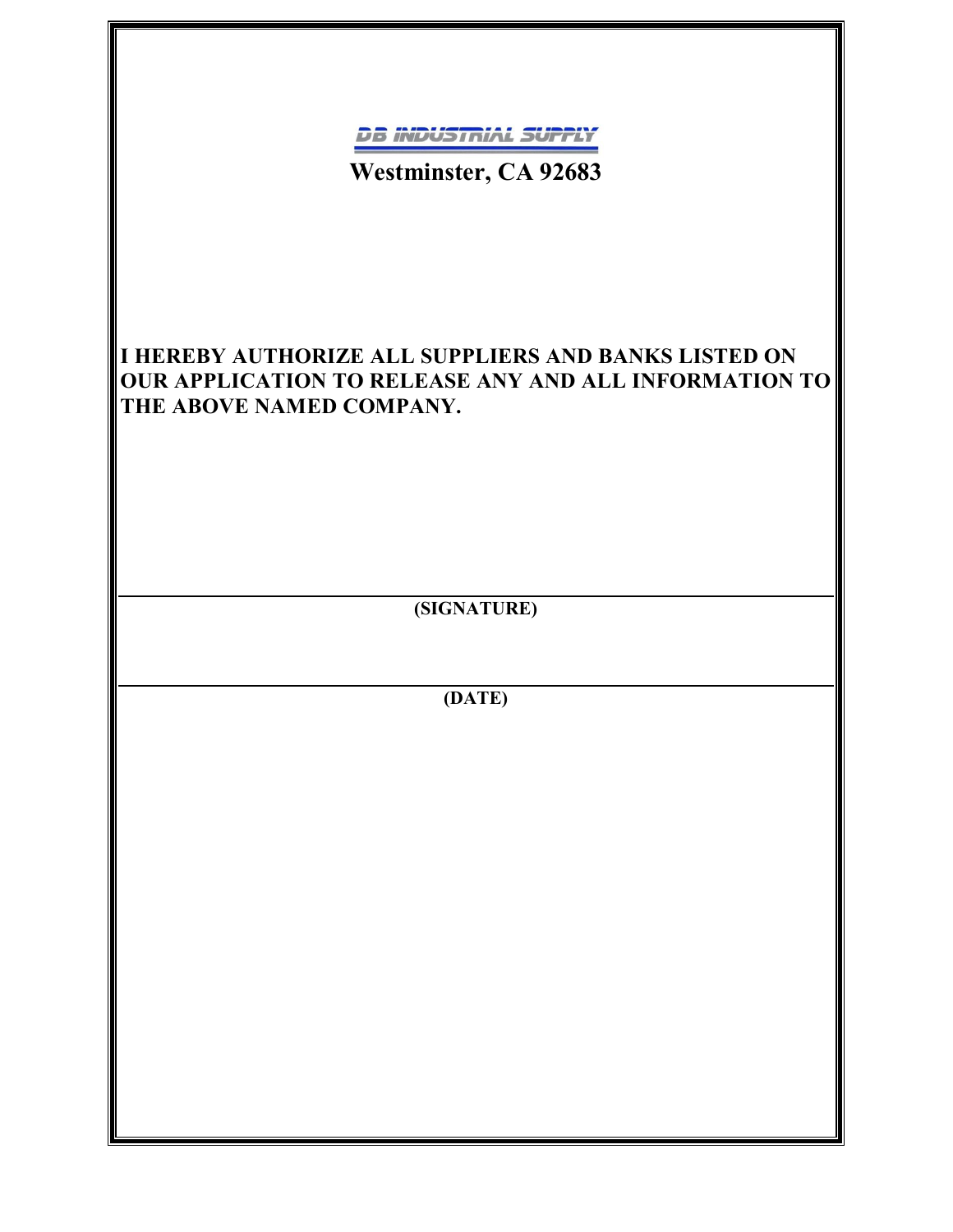DB INDUSTRIAL SUPPLY

**Westminster, CA 92683**

**I HEREBY AUTHORIZE ALL SUPPLIERS AND BANKS LISTED ON OUR APPLICATION TO RELEASE ANY AND ALL INFORMATION TO THE ABOVE NAMED COMPANY.**

---

**(SIGNATURE)**

---

**(DATE)**